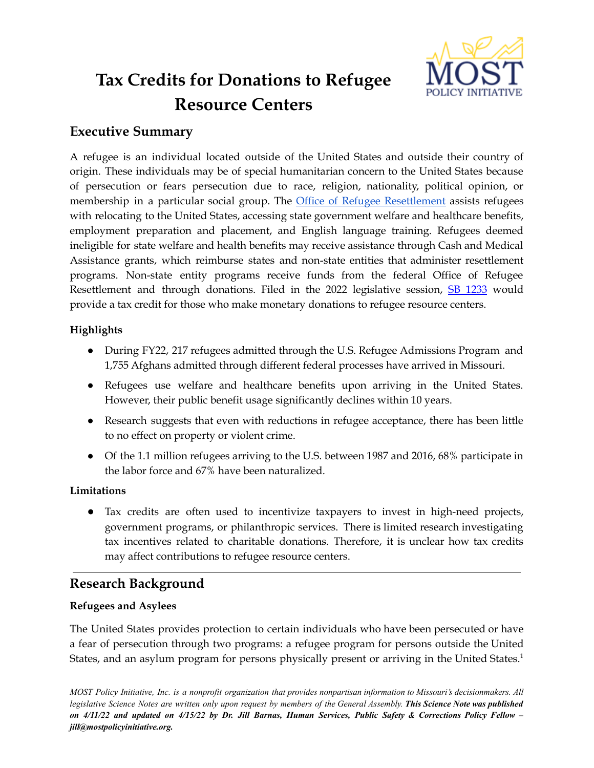# Tax Credits for Donations to Refugee Resource Centers

## Executive Summary

A refugee is an individual located outside of the United States and outside their country of origin. These individuals may be of special humanitarian concern to the United States because of persecution or fears persecution due to race, religion, nationality, political opinion, or membership in a particular social group. The Office of Refugee Resettlement assists refugees with relocating to the United States, accessing state government welfare and healthcare benefits, employment preparation and placement, and English language training. Refugees deemed ineligible for state welfare and health benefits may receive assistance through Cash and Medical Assistance grants, which reimburse states and non-state entities that administer resettlement programs. Non-state entity programs receive funds from the federal Office of Refugee Resettlement and through donations. Filed in the 2022 legislative session, SB 1233 would provide a tax credit for those who make monetary donations to refugee resource centers.

### Highlights

- During FY22, 217 refugees admitted through the U.S. Refugee Admissions Program and 1,755 Afghans admitted through different federal processes have arrived in Missouri.
- Refugees use welfare and healthcare benefits upon arriving in the United States. However, their public benefit usage significantly declines within 10 years.
- Research suggests that even with reductions in refugee acceptance, there has been little to no effect on property or violent crime.
- Of the 1.1 million refugees arriving to the U.S. between 1987 and 2016, 68% participate in the labor force and 67% have been naturalized.

### Limitations

- Tax credits are often used to incentivize taxpayers to invest in high-need projects, government programs, or philanthropic services. There is limited research investigating tax incentives related to charitable donations. Therefore, it is unclear how tax credits may affect contributions to refugee resource centers.

---

## Research Background

### Refugees and Asylees

The United States provides protection to certain individuals who have been persecuted or have a fear of persecution through two programs: a refugee program for persons outside the United States, and an asylum program for persons physically present or arriving in the United States.[1]

*MOST Policy Initiative, Inc. is a nonprofit organization that provides nonpartisan information to Missouri's decisionmakers. All legislative Science Notes are written only upon request by members of the General Assembly.* ***This Science Note was published on 4/11/22 and updated on 4/15/22 by Dr. Jill Barnas, Human Services, Public Safety & Corrections Policy Fellow – jill@mostpolicyinitiative.org.***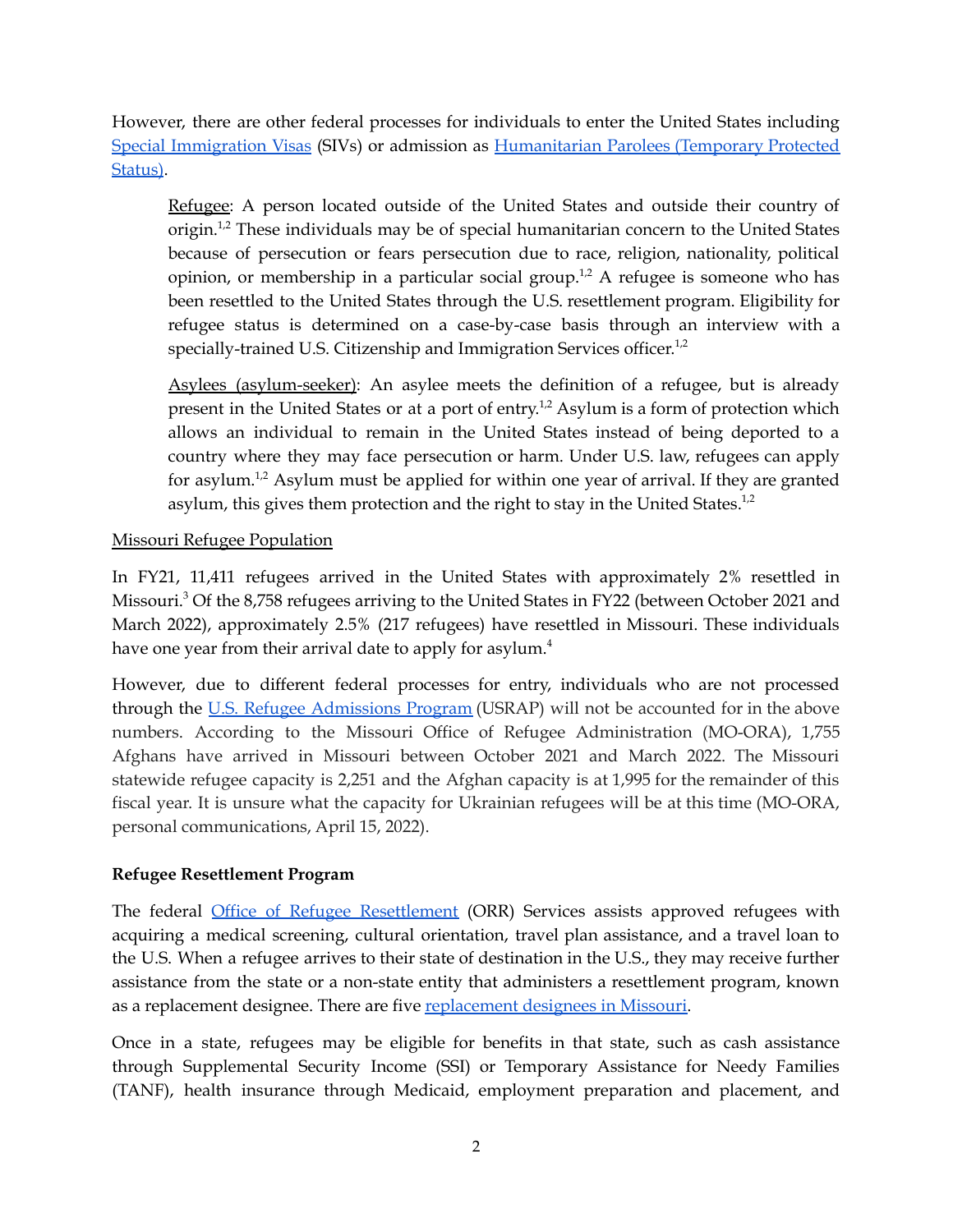However, there are other federal processes for individuals to enter the United States including Special Immigration Visas (SIVs) or admission as Humanitarian Parolees (Temporary Protected Status).

> Refugee: A person located outside of the United States and outside their country of origin.[1,2] These individuals may be of special humanitarian concern to the United States because of persecution or fears persecution due to race, religion, nationality, political opinion, or membership in a particular social group.[1,2] A refugee is someone who has been resettled to the United States through the U.S. resettlement program. Eligibility for refugee status is determined on a case-by-case basis through an interview with a specially-trained U.S. Citizenship and Immigration Services officer.[1,2]
>
> Asylees (asylum-seeker): An asylee meets the definition of a refugee, but is already present in the United States or at a port of entry.[1,2] Asylum is a form of protection which allows an individual to remain in the United States instead of being deported to a country where they may face persecution or harm. Under U.S. law, refugees can apply for asylum.[1,2] Asylum must be applied for within one year of arrival. If they are granted asylum, this gives them protection and the right to stay in the United States.[1,2]

Missouri Refugee Population

In FY21, 11,411 refugees arrived in the United States with approximately 2% resettled in Missouri.[3] Of the 8,758 refugees arriving to the United States in FY22 (between October 2021 and March 2022), approximately 2.5% (217 refugees) have resettled in Missouri. These individuals have one year from their arrival date to apply for asylum.[4]

However, due to different federal processes for entry, individuals who are not processed through the U.S. Refugee Admissions Program (USRAP) will not be accounted for in the above numbers. According to the Missouri Office of Refugee Administration (MO-ORA), 1,755 Afghans have arrived in Missouri between October 2021 and March 2022. The Missouri statewide refugee capacity is 2,251 and the Afghan capacity is at 1,995 for the remainder of this fiscal year. It is unsure what the capacity for Ukrainian refugees will be at this time (MO-ORA, personal communications, April 15, 2022).

**Refugee Resettlement Program**

The federal Office of Refugee Resettlement (ORR) Services assists approved refugees with acquiring a medical screening, cultural orientation, travel plan assistance, and a travel loan to the U.S. When a refugee arrives to their state of destination in the U.S., they may receive further assistance from the state or a non-state entity that administers a resettlement program, known as a replacement designee. There are five replacement designees in Missouri.

Once in a state, refugees may be eligible for benefits in that state, such as cash assistance through Supplemental Security Income (SSI) or Temporary Assistance for Needy Families (TANF), health insurance through Medicaid, employment preparation and placement, and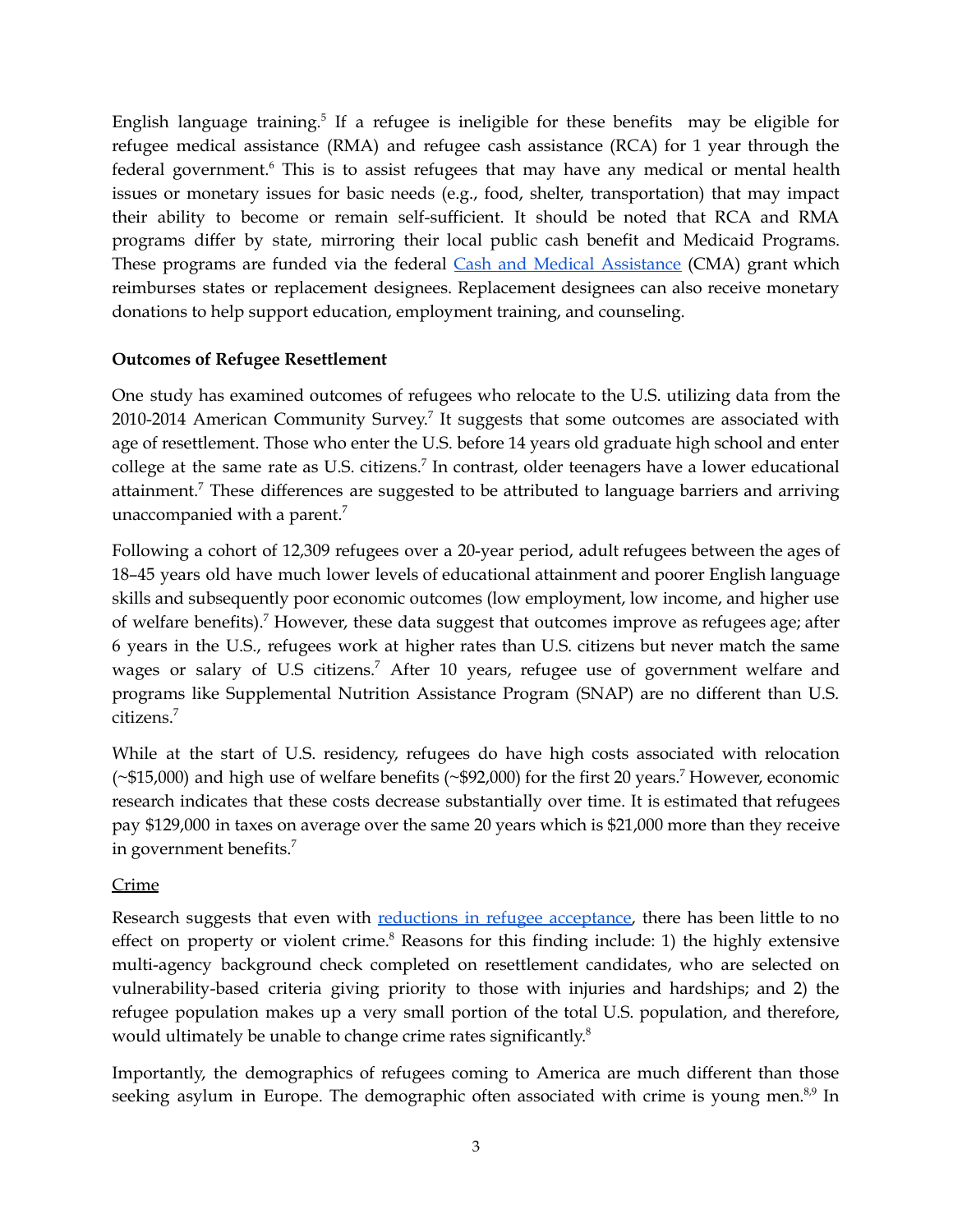English language training.[5] If a refugee is ineligible for these benefits may be eligible for refugee medical assistance (RMA) and refugee cash assistance (RCA) for 1 year through the federal government.[6] This is to assist refugees that may have any medical or mental health issues or monetary issues for basic needs (e.g., food, shelter, transportation) that may impact their ability to become or remain self-sufficient. It should be noted that RCA and RMA programs differ by state, mirroring their local public cash benefit and Medicaid Programs. These programs are funded via the federal Cash and Medical Assistance (CMA) grant which reimburses states or replacement designees. Replacement designees can also receive monetary donations to help support education, employment training, and counseling.

**Outcomes of Refugee Resettlement**

One study has examined outcomes of refugees who relocate to the U.S. utilizing data from the 2010-2014 American Community Survey.[7] It suggests that some outcomes are associated with age of resettlement. Those who enter the U.S. before 14 years old graduate high school and enter college at the same rate as U.S. citizens.[7] In contrast, older teenagers have a lower educational attainment.[7] These differences are suggested to be attributed to language barriers and arriving unaccompanied with a parent.[7]

Following a cohort of 12,309 refugees over a 20-year period, adult refugees between the ages of 18–45 years old have much lower levels of educational attainment and poorer English language skills and subsequently poor economic outcomes (low employment, low income, and higher use of welfare benefits).[7] However, these data suggest that outcomes improve as refugees age; after 6 years in the U.S., refugees work at higher rates than U.S. citizens but never match the same wages or salary of U.S citizens.[7] After 10 years, refugee use of government welfare and programs like Supplemental Nutrition Assistance Program (SNAP) are no different than U.S. citizens.[7]

While at the start of U.S. residency, refugees do have high costs associated with relocation (~$15,000) and high use of welfare benefits (~$92,000) for the first 20 years.[7] However, economic research indicates that these costs decrease substantially over time. It is estimated that refugees pay $129,000 in taxes on average over the same 20 years which is $21,000 more than they receive in government benefits.[7]

Crime

Research suggests that even with reductions in refugee acceptance, there has been little to no effect on property or violent crime.[8] Reasons for this finding include: 1) the highly extensive multi-agency background check completed on resettlement candidates, who are selected on vulnerability-based criteria giving priority to those with injuries and hardships; and 2) the refugee population makes up a very small portion of the total U.S. population, and therefore, would ultimately be unable to change crime rates significantly.[8]

Importantly, the demographics of refugees coming to America are much different than those seeking asylum in Europe. The demographic often associated with crime is young men.[8,9] In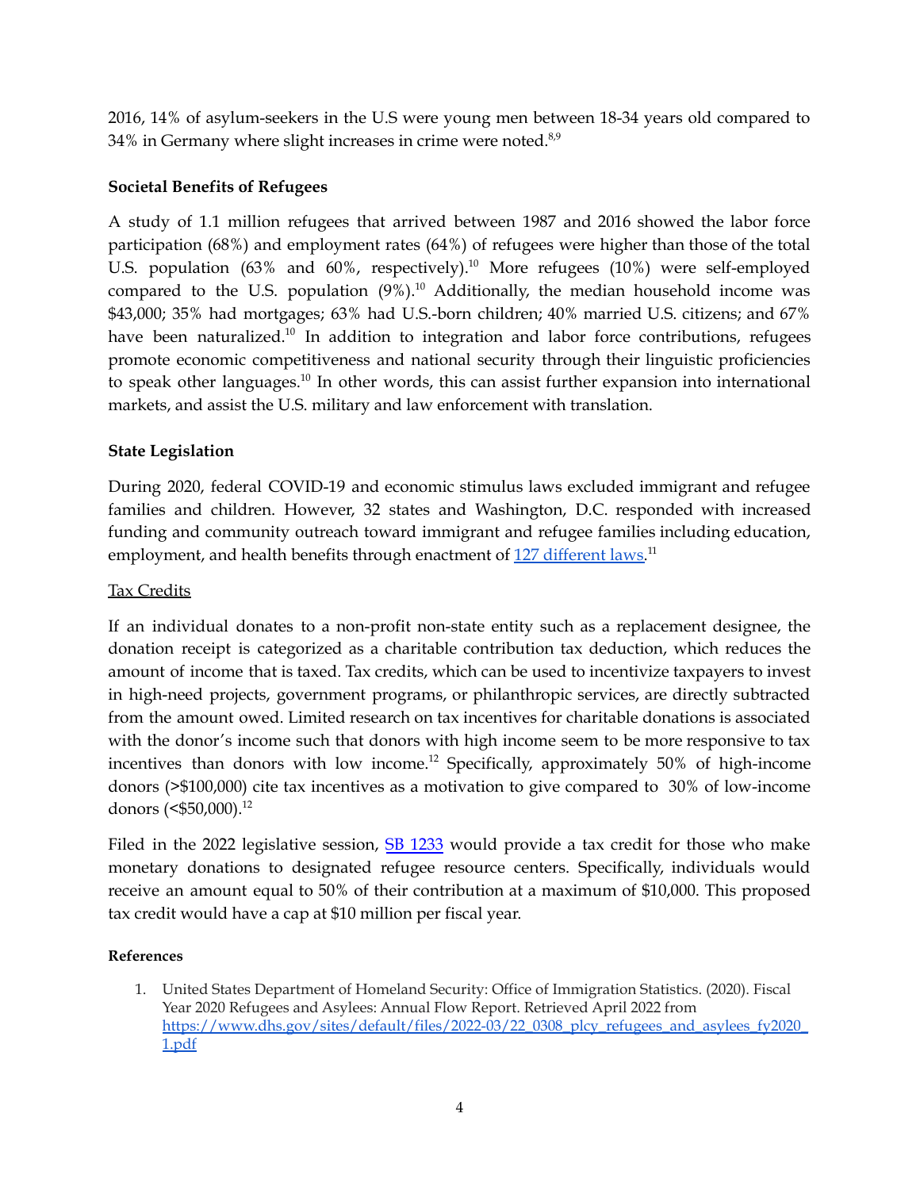2016, 14% of asylum-seekers in the U.S were young men between 18-34 years old compared to 34% in Germany where slight increases in crime were noted.[8,9]

**Societal Benefits of Refugees**

A study of 1.1 million refugees that arrived between 1987 and 2016 showed the labor force participation (68%) and employment rates (64%) of refugees were higher than those of the total U.S. population (63% and 60%, respectively).[10] More refugees (10%) were self-employed compared to the U.S. population (9%).[10] Additionally, the median household income was $43,000; 35% had mortgages; 63% had U.S.-born children; 40% married U.S. citizens; and 67% have been naturalized.[10] In addition to integration and labor force contributions, refugees promote economic competitiveness and national security through their linguistic proficiencies to speak other languages.[10] In other words, this can assist further expansion into international markets, and assist the U.S. military and law enforcement with translation.

**State Legislation**

During 2020, federal COVID-19 and economic stimulus laws excluded immigrant and refugee families and children. However, 32 states and Washington, D.C. responded with increased funding and community outreach toward immigrant and refugee families including education, employment, and health benefits through enactment of [127 different laws](#).[11]

Tax Credits

If an individual donates to a non-profit non-state entity such as a replacement designee, the donation receipt is categorized as a charitable contribution tax deduction, which reduces the amount of income that is taxed. Tax credits, which can be used to incentivize taxpayers to invest in high-need projects, government programs, or philanthropic services, are directly subtracted from the amount owed. Limited research on tax incentives for charitable donations is associated with the donor's income such that donors with high income seem to be more responsive to tax incentives than donors with low income.[12] Specifically, approximately 50% of high-income donors (>$100,000) cite tax incentives as a motivation to give compared to 30% of low-income donors (<$50,000).[12]

Filed in the 2022 legislative session, [SB 1233](#) would provide a tax credit for those who make monetary donations to designated refugee resource centers. Specifically, individuals would receive an amount equal to 50% of their contribution at a maximum of $10,000. This proposed tax credit would have a cap at $10 million per fiscal year.

**References**

1. United States Department of Homeland Security: Office of Immigration Statistics. (2020). Fiscal Year 2020 Refugees and Asylees: Annual Flow Report. Retrieved April 2022 from https://www.dhs.gov/sites/default/files/2022-03/22_0308_plcy_refugees_and_asylees_fy2020_1.pdf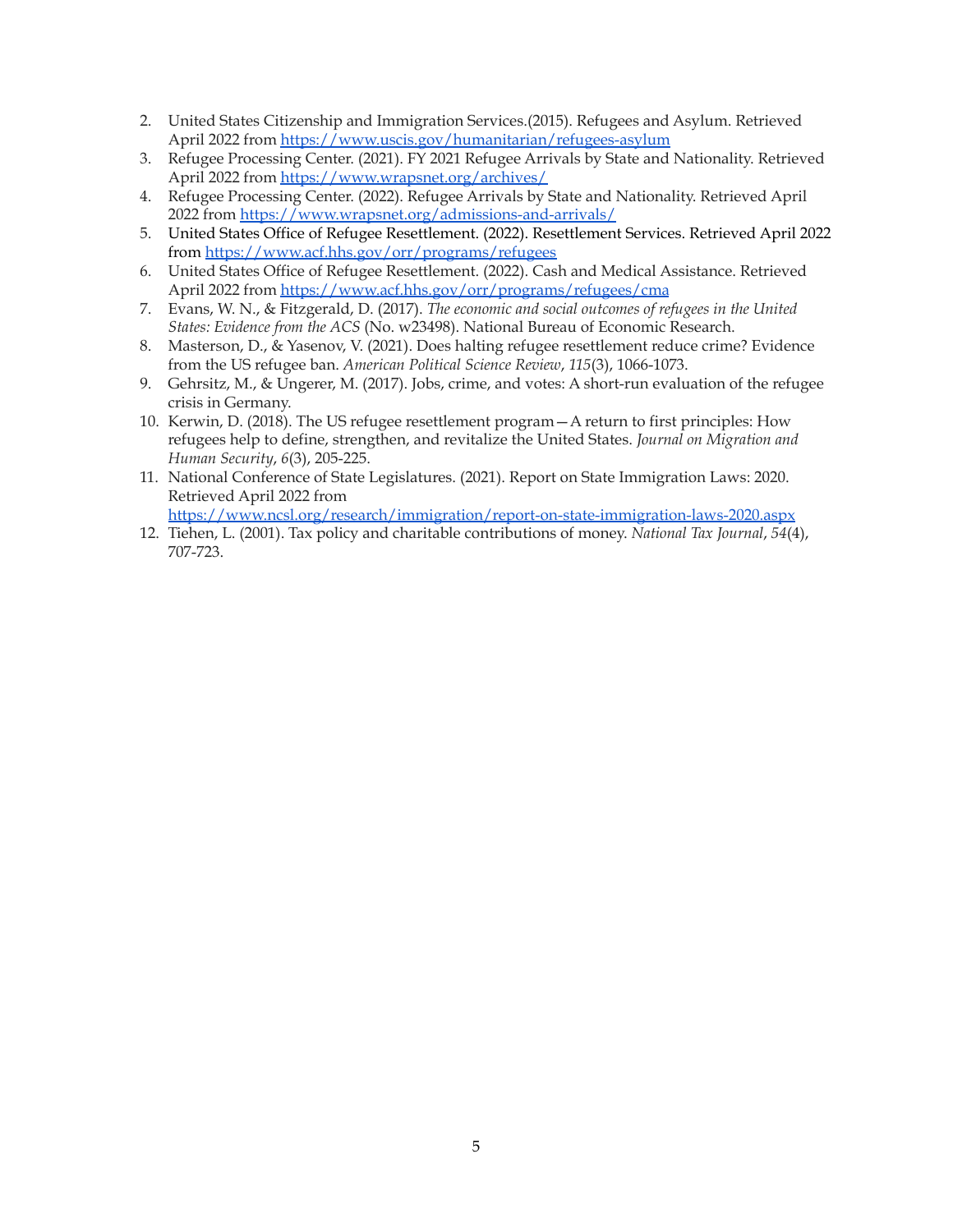2. United States Citizenship and Immigration Services.(2015). Refugees and Asylum. Retrieved April 2022 from https://www.uscis.gov/humanitarian/refugees-asylum
3. Refugee Processing Center. (2021). FY 2021 Refugee Arrivals by State and Nationality. Retrieved April 2022 from https://www.wrapsnet.org/archives/
4. Refugee Processing Center. (2022). Refugee Arrivals by State and Nationality. Retrieved April 2022 from https://www.wrapsnet.org/admissions-and-arrivals/
5. United States Office of Refugee Resettlement. (2022). Resettlement Services. Retrieved April 2022 from https://www.acf.hhs.gov/orr/programs/refugees
6. United States Office of Refugee Resettlement. (2022). Cash and Medical Assistance. Retrieved April 2022 from https://www.acf.hhs.gov/orr/programs/refugees/cma
7. Evans, W. N., & Fitzgerald, D. (2017). *The economic and social outcomes of refugees in the United States: Evidence from the ACS* (No. w23498). National Bureau of Economic Research.
8. Masterson, D., & Yasenov, V. (2021). Does halting refugee resettlement reduce crime? Evidence from the US refugee ban. *American Political Science Review*, *115*(3), 1066-1073.
9. Gehrsitz, M., & Ungerer, M. (2017). Jobs, crime, and votes: A short-run evaluation of the refugee crisis in Germany.
10. Kerwin, D. (2018). The US refugee resettlement program—A return to first principles: How refugees help to define, strengthen, and revitalize the United States. *Journal on Migration and Human Security*, *6*(3), 205-225.
11. National Conference of State Legislatures. (2021). Report on State Immigration Laws: 2020. Retrieved April 2022 from https://www.ncsl.org/research/immigration/report-on-state-immigration-laws-2020.aspx
12. Tiehen, L. (2001). Tax policy and charitable contributions of money. *National Tax Journal*, *54*(4), 707-723.